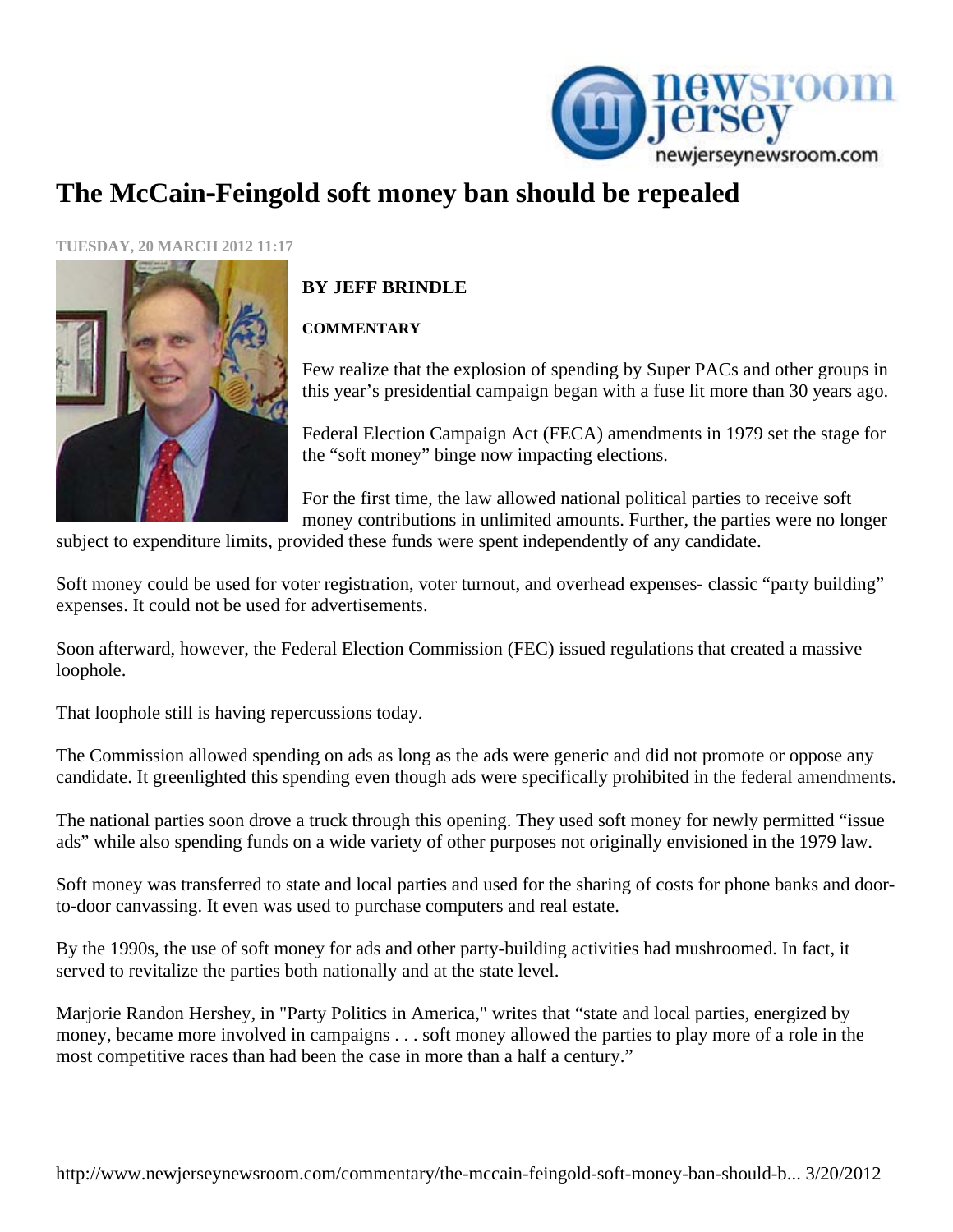# The McCain-Feingold soft money ban should be repealed

TUESDAY, 20 MARCH 2012 11:17

**BY JEFF BRINDLE**

**COMMENTARY**

Few realize that the explosion of spending by Super PACs and other groups in this year's presidential campaign began with a fuse lit more than 30 years ago.

Federal Election Campaign Act (FECA) amendments in 1979 set the stage for the "soft money" binge now impacting elections.

For the first time, the law allowed national political parties to receive soft money contributions in unlimited amounts. Further, the parties were no longer subject to expenditure limits, provided these funds were spent independently of any candidate.

Soft money could be used for voter registration, voter turnout, and overhead expenses- classic "party building" expenses. It could not be used for advertisements.

Soon afterward, however, the Federal Election Commission (FEC) issued regulations that created a massive loophole.

That loophole still is having repercussions today.

The Commission allowed spending on ads as long as the ads were generic and did not promote or oppose any candidate. It greenlighted this spending even though ads were specifically prohibited in the federal amendments.

The national parties soon drove a truck through this opening. They used soft money for newly permitted "issue ads" while also spending funds on a wide variety of other purposes not originally envisioned in the 1979 law.

Soft money was transferred to state and local parties and used for the sharing of costs for phone banks and door-to-door canvassing. It even was used to purchase computers and real estate.

By the 1990s, the use of soft money for ads and other party-building activities had mushroomed. In fact, it served to revitalize the parties both nationally and at the state level.

Marjorie Randon Hershey, in "Party Politics in America," writes that "state and local parties, energized by money, became more involved in campaigns . . . soft money allowed the parties to play more of a role in the most competitive races than had been the case in more than a half a century."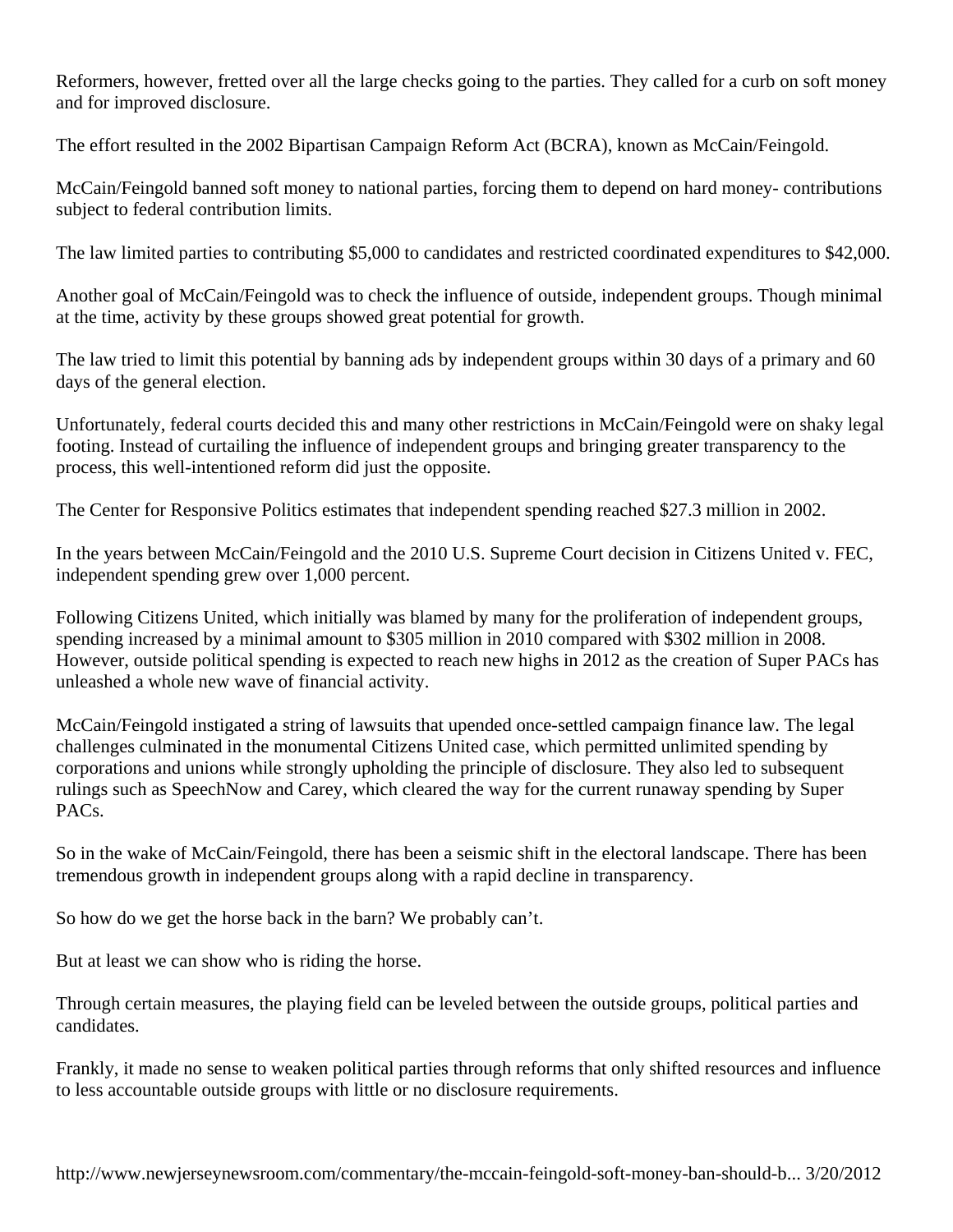Reformers, however, fretted over all the large checks going to the parties. They called for a curb on soft money and for improved disclosure.

The effort resulted in the 2002 Bipartisan Campaign Reform Act (BCRA), known as McCain/Feingold.

McCain/Feingold banned soft money to national parties, forcing them to depend on hard money- contributions subject to federal contribution limits.

The law limited parties to contributing $5,000 to candidates and restricted coordinated expenditures to $42,000.

Another goal of McCain/Feingold was to check the influence of outside, independent groups. Though minimal at the time, activity by these groups showed great potential for growth.

The law tried to limit this potential by banning ads by independent groups within 30 days of a primary and 60 days of the general election.

Unfortunately, federal courts decided this and many other restrictions in McCain/Feingold were on shaky legal footing. Instead of curtailing the influence of independent groups and bringing greater transparency to the process, this well-intentioned reform did just the opposite.

The Center for Responsive Politics estimates that independent spending reached $27.3 million in 2002.

In the years between McCain/Feingold and the 2010 U.S. Supreme Court decision in Citizens United v. FEC, independent spending grew over 1,000 percent.

Following Citizens United, which initially was blamed by many for the proliferation of independent groups, spending increased by a minimal amount to $305 million in 2010 compared with $302 million in 2008. However, outside political spending is expected to reach new highs in 2012 as the creation of Super PACs has unleashed a whole new wave of financial activity.

McCain/Feingold instigated a string of lawsuits that upended once-settled campaign finance law. The legal challenges culminated in the monumental Citizens United case, which permitted unlimited spending by corporations and unions while strongly upholding the principle of disclosure. They also led to subsequent rulings such as SpeechNow and Carey, which cleared the way for the current runaway spending by Super PACs.

So in the wake of McCain/Feingold, there has been a seismic shift in the electoral landscape. There has been tremendous growth in independent groups along with a rapid decline in transparency.

So how do we get the horse back in the barn? We probably can't.

But at least we can show who is riding the horse.

Through certain measures, the playing field can be leveled between the outside groups, political parties and candidates.

Frankly, it made no sense to weaken political parties through reforms that only shifted resources and influence to less accountable outside groups with little or no disclosure requirements.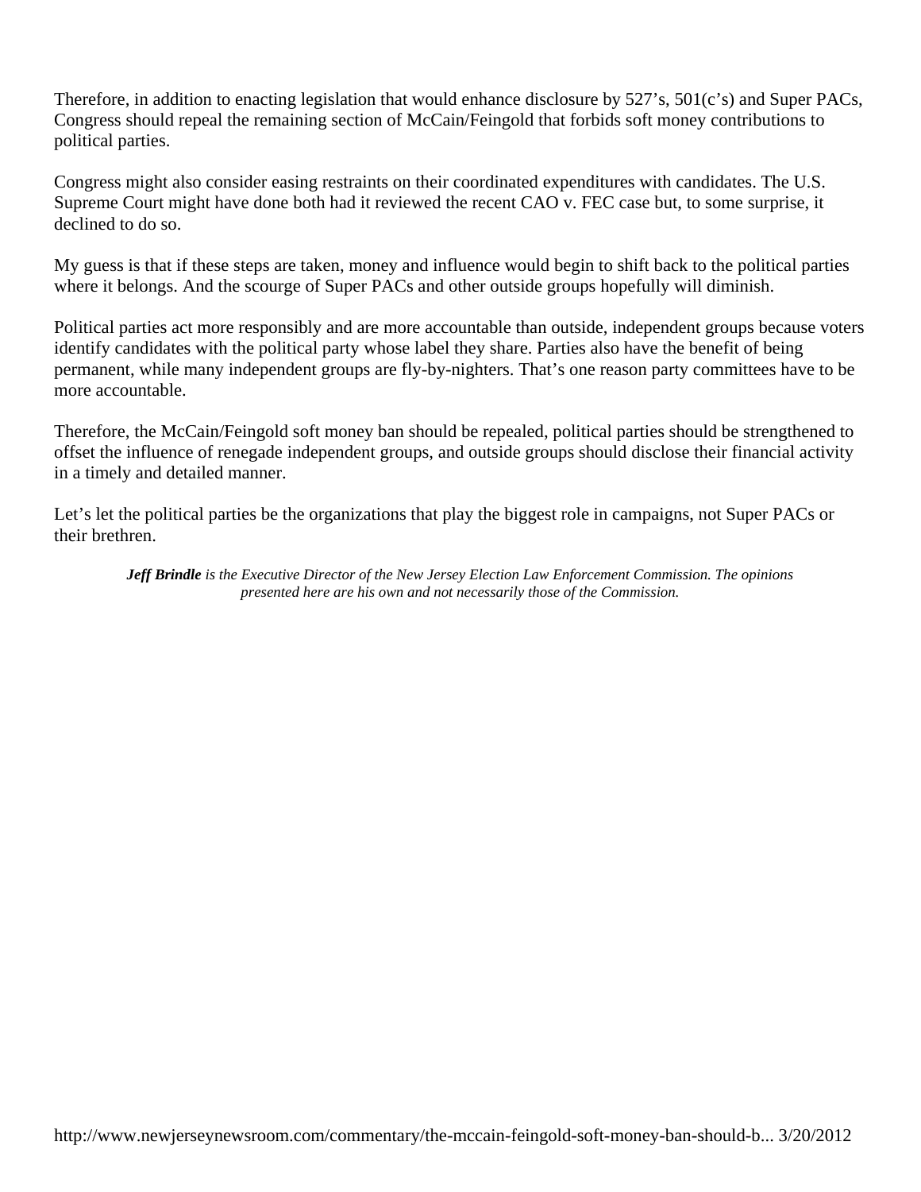Therefore, in addition to enacting legislation that would enhance disclosure by 527's, 501(c's) and Super PACs, Congress should repeal the remaining section of McCain/Feingold that forbids soft money contributions to political parties.

Congress might also consider easing restraints on their coordinated expenditures with candidates. The U.S. Supreme Court might have done both had it reviewed the recent CAO v. FEC case but, to some surprise, it declined to do so.

My guess is that if these steps are taken, money and influence would begin to shift back to the political parties where it belongs. And the scourge of Super PACs and other outside groups hopefully will diminish.

Political parties act more responsibly and are more accountable than outside, independent groups because voters identify candidates with the political party whose label they share. Parties also have the benefit of being permanent, while many independent groups are fly-by-nighters. That's one reason party committees have to be more accountable.

Therefore, the McCain/Feingold soft money ban should be repealed, political parties should be strengthened to offset the influence of renegade independent groups, and outside groups should disclose their financial activity in a timely and detailed manner.

Let's let the political parties be the organizations that play the biggest role in campaigns, not Super PACs or their brethren.

***Jeff Brindle*** *is the Executive Director of the New Jersey Election Law Enforcement Commission. The opinions presented here are his own and not necessarily those of the Commission.*